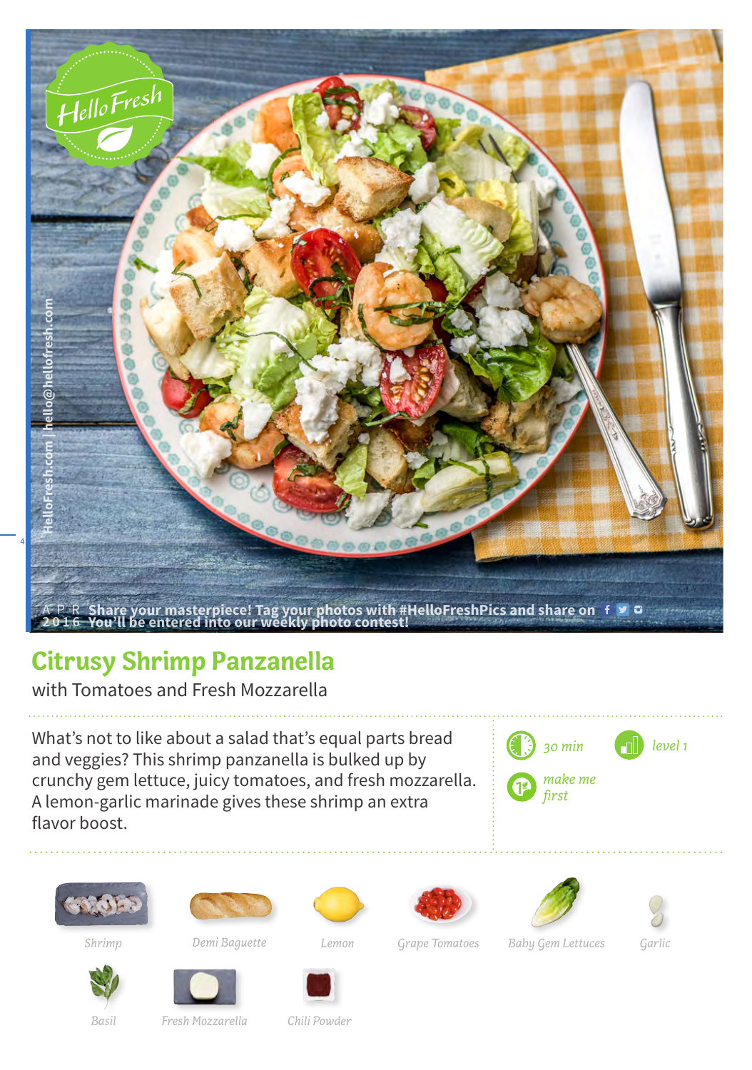HelloFresh.com | hello@hellofresh.com

APR 2016 Share your masterpiece! Tag your photos with #HelloFreshPics and share on You'll be entered into our weekly photo contest!

# Citrusy Shrimp Panzanella

with Tomatoes and Fresh Mozzarella

What's not to like about a salad that's equal parts bread and veggies? This shrimp panzanella is bulked up by crunchy gem lettuce, juicy tomatoes, and fresh mozzarella. A lemon-garlic marinade gives these shrimp an extra flavor boost.

*30 min*

*level 1*

*make me first*

- Shrimp
- Demi Baguette
- Lemon
- Grape Tomatoes
- Baby Gem Lettuces
- Garlic
- Basil
- Fresh Mozzarella
- Chili Powder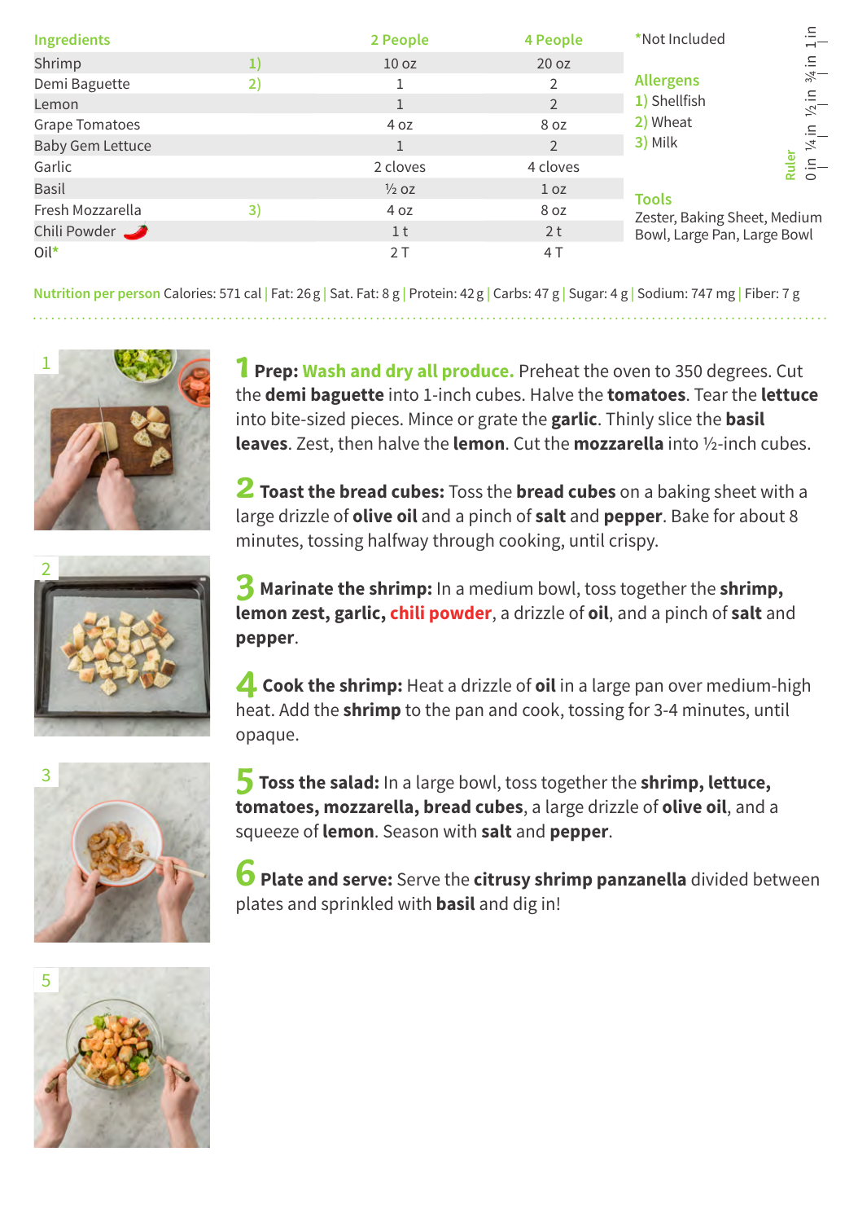| Ingredients | | 2 People | 4 People |
|---|---|---|---|
| Shrimp | 1) | 10 oz | 20 oz |
| Demi Baguette | 2) | 1 | 2 |
| Lemon | | 1 | 2 |
| Grape Tomatoes | | 4 oz | 8 oz |
| Baby Gem Lettuce | | 1 | 2 |
| Garlic | | 2 cloves | 4 cloves |
| Basil | | ½ oz | 1 oz |
| Fresh Mozzarella | 3) | 4 oz | 8 oz |
| Chili Powder | | 1 t | 2 t |
| Oil* | | 2 T | 4 T |

*Not Included

**Allergens**
1) Shellfish
2) Wheat
3) Milk

**Tools**
Zester, Baking Sheet, Medium Bowl, Large Pan, Large Bowl

Ruler
0 in ¼ in ½ in ¾ in 1 in

**Nutrition per person** Calories: 571 cal | Fat: 26 g | Sat. Fat: 8 g | Protein: 42 g | Carbs: 47 g | Sugar: 4 g | Sodium: 747 mg | Fiber: 7 g

1

2

3

5

**1 Prep:** **Wash and dry all produce.** Preheat the oven to 350 degrees. Cut the **demi baguette** into 1-inch cubes. Halve the **tomatoes**. Tear the **lettuce** into bite-sized pieces. Mince or grate the **garlic**. Thinly slice the **basil leaves**. Zest, then halve the **lemon**. Cut the **mozzarella** into ½-inch cubes.

**2 Toast the bread cubes:** Toss the **bread cubes** on a baking sheet with a large drizzle of **olive oil** and a pinch of **salt** and **pepper**. Bake for about 8 minutes, tossing halfway through cooking, until crispy.

**3 Marinate the shrimp:** In a medium bowl, toss together the **shrimp, lemon zest, garlic, chili powder**, a drizzle of **oil**, and a pinch of **salt** and **pepper**.

**4 Cook the shrimp:** Heat a drizzle of **oil** in a large pan over medium-high heat. Add the **shrimp** to the pan and cook, tossing for 3-4 minutes, until opaque.

**5 Toss the salad:** In a large bowl, toss together the **shrimp, lettuce, tomatoes, mozzarella, bread cubes**, a large drizzle of **olive oil**, and a squeeze of **lemon**. Season with **salt** and **pepper**.

**6 Plate and serve:** Serve the **citrusy shrimp panzanella** divided between plates and sprinkled with **basil** and dig in!